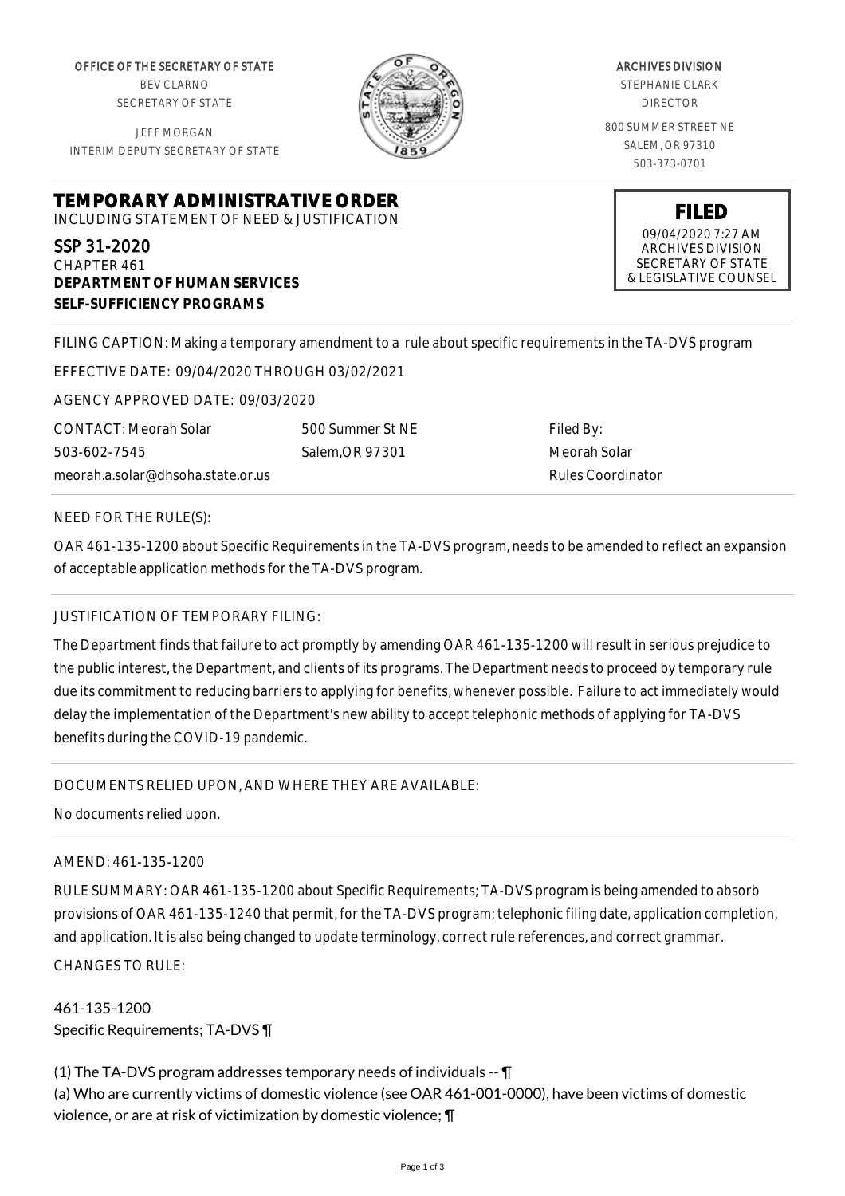OFFICE OF THE SECRETARY OF STATE
BEV CLARNO
SECRETARY OF STATE

JEFF MORGAN
INTERIM DEPUTY SECRETARY OF STATE

ARCHIVES DIVISION
STEPHANIE CLARK
DIRECTOR

800 SUMMER STREET NE
SALEM, OR 97310
503-373-0701

# TEMPORARY ADMINISTRATIVE ORDER

INCLUDING STATEMENT OF NEED & JUSTIFICATION

**FILED**
09/04/2020 7:27 AM
ARCHIVES DIVISION
SECRETARY OF STATE
& LEGISLATIVE COUNSEL

SSP 31-2020
CHAPTER 461
**DEPARTMENT OF HUMAN SERVICES**
**SELF-SUFFICIENCY PROGRAMS**

FILING CAPTION: Making a temporary amendment to a rule about specific requirements in the TA-DVS program

EFFECTIVE DATE: 09/04/2020 THROUGH 03/02/2021

AGENCY APPROVED DATE: 09/03/2020

| CONTACT: Meorah Solar | 500 Summer St NE | Filed By: |
|---|---|---|
| 503-602-7545 | Salem,OR 97301 | Meorah Solar |
| meorah.a.solar@dhsoha.state.or.us | | Rules Coordinator |

NEED FOR THE RULE(S):

OAR 461-135-1200 about Specific Requirements in the TA-DVS program, needs to be amended to reflect an expansion of acceptable application methods for the TA-DVS program.

JUSTIFICATION OF TEMPORARY FILING:

The Department finds that failure to act promptly by amending OAR 461-135-1200 will result in serious prejudice to the public interest, the Department, and clients of its programs. The Department needs to proceed by temporary rule due its commitment to reducing barriers to applying for benefits, whenever possible. Failure to act immediately would delay the implementation of the Department's new ability to accept telephonic methods of applying for TA-DVS benefits during the COVID-19 pandemic.

DOCUMENTS RELIED UPON, AND WHERE THEY ARE AVAILABLE:

No documents relied upon.

AMEND: 461-135-1200

RULE SUMMARY: OAR 461-135-1200 about Specific Requirements; TA-DVS program is being amended to absorb provisions of OAR 461-135-1240 that permit, for the TA-DVS program; telephonic filing date, application completion, and application. It is also being changed to update terminology, correct rule references, and correct grammar.

CHANGES TO RULE:

461-135-1200
Specific Requirements; TA-DVS ¶

(1) The TA-DVS program addresses temporary needs of individuals -- ¶
(a) Who are currently victims of domestic violence (see OAR 461-001-0000), have been victims of domestic violence, or are at risk of victimization by domestic violence; ¶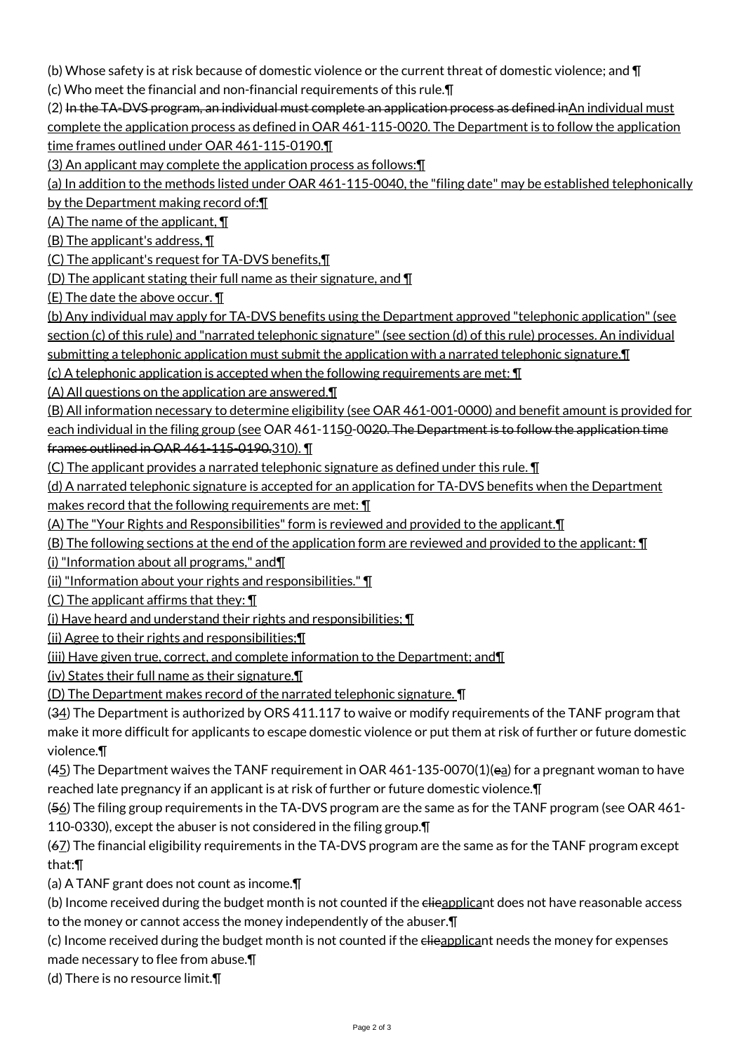(b) Whose safety is at risk because of domestic violence or the current threat of domestic violence; and ¶

(c) Who meet the financial and non-financial requirements of this rule.¶

(2) ~~In the TA-DVS program, an individual must complete an application process as defined in~~An individual must complete the application process as defined in OAR 461-115-0020. The Department is to follow the application time frames outlined under OAR 461-115-0190.¶

(3) An applicant may complete the application process as follows:¶

(a) In addition to the methods listed under OAR 461-115-0040, the "filing date" may be established telephonically by the Department making record of:¶

(A) The name of the applicant, ¶

(B) The applicant's address, ¶

(C) The applicant's request for TA-DVS benefits,¶

(D) The applicant stating their full name as their signature, and ¶

(E) The date the above occur. ¶

(b) Any individual may apply for TA-DVS benefits using the Department approved "telephonic application" (see section (c) of this rule) and "narrated telephonic signature" (see section (d) of this rule) processes. An individual submitting a telephonic application must submit the application with a narrated telephonic signature.¶

(c) A telephonic application is accepted when the following requirements are met: ¶

(A) All questions on the application are answered.¶

(B) All information necessary to determine eligibility (see OAR 461-001-0000) and benefit amount is provided for each individual in the filing group (see OAR 461-11~~5~~0-0~~020. The Department is to follow the application time frames outlined in OAR 461-115-0190.~~310). ¶

(C) The applicant provides a narrated telephonic signature as defined under this rule. ¶

(d) A narrated telephonic signature is accepted for an application for TA-DVS benefits when the Department makes record that the following requirements are met: ¶

(A) The "Your Rights and Responsibilities" form is reviewed and provided to the applicant.¶

(B) The following sections at the end of the application form are reviewed and provided to the applicant: ¶

(i) "Information about all programs," and¶

(ii) "Information about your rights and responsibilities." ¶

(C) The applicant affirms that they: ¶

(i) Have heard and understand their rights and responsibilities; ¶

(ii) Agree to their rights and responsibilities;¶

(iii) Have given true, correct, and complete information to the Department; and¶

(iv) States their full name as their signature.¶

(D) The Department makes record of the narrated telephonic signature. ¶

(~~3~~4) The Department is authorized by ORS 411.117 to waive or modify requirements of the TANF program that make it more difficult for applicants to escape domestic violence or put them at risk of further or future domestic violence.¶

(~~4~~5) The Department waives the TANF requirement in OAR 461-135-0070(1)(~~c~~a) for a pregnant woman to have reached late pregnancy if an applicant is at risk of further or future domestic violence.¶

(~~5~~6) The filing group requirements in the TA-DVS program are the same as for the TANF program (see OAR 461-110-0330), except the abuser is not considered in the filing group.¶

(~~6~~7) The financial eligibility requirements in the TA-DVS program are the same as for the TANF program except that:¶

(a) A TANF grant does not count as income.¶

(b) Income received during the budget month is not counted if the ~~clie~~applicant does not have reasonable access to the money or cannot access the money independently of the abuser.¶

(c) Income received during the budget month is not counted if the ~~clie~~applicant needs the money for expenses made necessary to flee from abuse.¶

(d) There is no resource limit.¶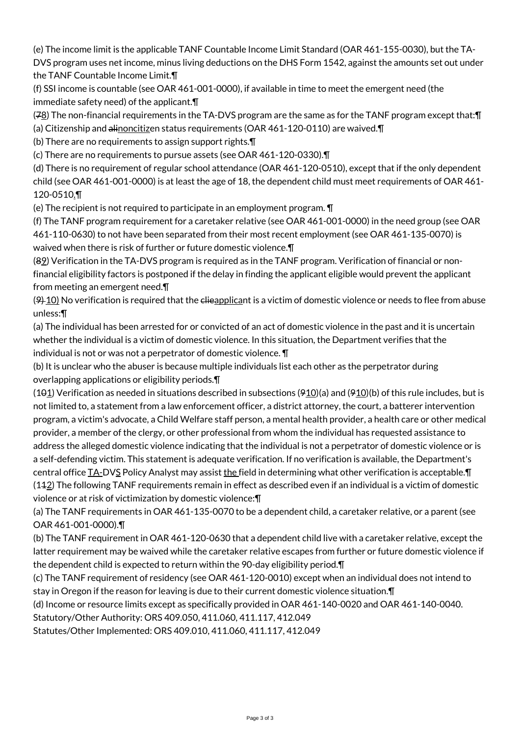(e) The income limit is the applicable TANF Countable Income Limit Standard (OAR 461-155-0030), but the TA-DVS program uses net income, minus living deductions on the DHS Form 1542, against the amounts set out under the TANF Countable Income Limit.¶

(f) SSI income is countable (see OAR 461-001-0000), if available in time to meet the emergent need (the immediate safety need) of the applicant.¶

(~~7~~8) The non-financial requirements in the TA-DVS program are the same as for the TANF program except that:¶

(a) Citizenship and ~~ali~~noncitizen status requirements (OAR 461-120-0110) are waived.¶

(b) There are no requirements to assign support rights.¶

(c) There are no requirements to pursue assets (see OAR 461-120-0330).¶

(d) There is no requirement of regular school attendance (OAR 461-120-0510), except that if the only dependent child (see OAR 461-001-0000) is at least the age of 18, the dependent child must meet requirements of OAR 461-120-0510.¶

(e) The recipient is not required to participate in an employment program. ¶

(f) The TANF program requirement for a caretaker relative (see OAR 461-001-0000) in the need group (see OAR 461-110-0630) to not have been separated from their most recent employment (see OAR 461-135-0070) is waived when there is risk of further or future domestic violence.¶

(~~8~~9) Verification in the TA-DVS program is required as in the TANF program. Verification of financial or non-financial eligibility factors is postponed if the delay in finding the applicant eligible would prevent the applicant from meeting an emergent need.¶

(~~9)~~ 10) No verification is required that the ~~clie~~applicant is a victim of domestic violence or needs to flee from abuse unless:¶

(a) The individual has been arrested for or convicted of an act of domestic violence in the past and it is uncertain whether the individual is a victim of domestic violence. In this situation, the Department verifies that the individual is not or was not a perpetrator of domestic violence. ¶

(b) It is unclear who the abuser is because multiple individuals list each other as the perpetrator during overlapping applications or eligibility periods.¶

(1~~0~~1) Verification as needed in situations described in subsections (~~9~~10)(a) and (~~9~~10)(b) of this rule includes, but is not limited to, a statement from a law enforcement officer, a district attorney, the court, a batterer intervention program, a victim's advocate, a Child Welfare staff person, a mental health provider, a health care or other medical provider, a member of the clergy, or other professional from whom the individual has requested assistance to address the alleged domestic violence indicating that the individual is not a perpetrator of domestic violence or is a self-defending victim. This statement is adequate verification. If no verification is available, the Department's central office TA-DVS Policy Analyst may assist the field in determining what other verification is acceptable.¶

(1~~1~~2) The following TANF requirements remain in effect as described even if an individual is a victim of domestic violence or at risk of victimization by domestic violence:¶

(a) The TANF requirements in OAR 461-135-0070 to be a dependent child, a caretaker relative, or a parent (see OAR 461-001-0000).¶

(b) The TANF requirement in OAR 461-120-0630 that a dependent child live with a caretaker relative, except the latter requirement may be waived while the caretaker relative escapes from further or future domestic violence if the dependent child is expected to return within the 90-day eligibility period.¶

(c) The TANF requirement of residency (see OAR 461-120-0010) except when an individual does not intend to stay in Oregon if the reason for leaving is due to their current domestic violence situation.¶

(d) Income or resource limits except as specifically provided in OAR 461-140-0020 and OAR 461-140-0040.

Statutory/Other Authority: ORS 409.050, 411.060, 411.117, 412.049

Statutes/Other Implemented: ORS 409.010, 411.060, 411.117, 412.049